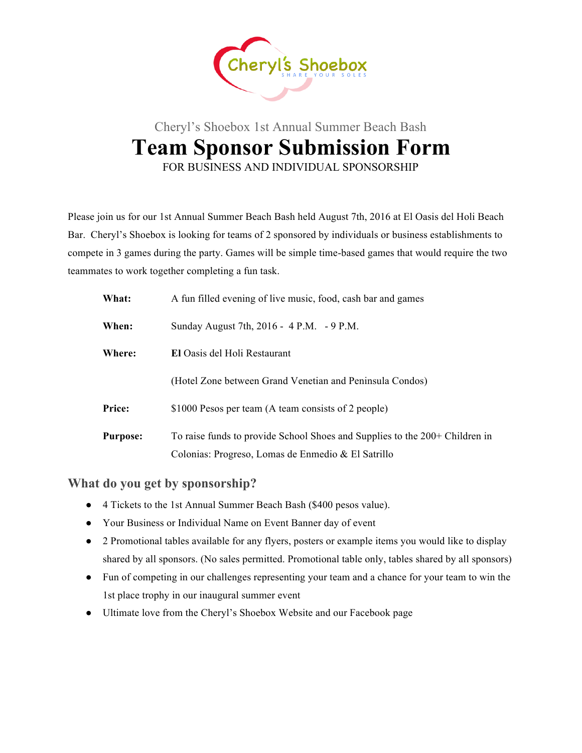Cheryl's Shoebox

SHARE YOUR SOLES

Cheryl's Shoebox 1st Annual Summer Beach Bash

# Team Sponsor Submission Form

FOR BUSINESS AND INDIVIDUAL SPONSORSHIP

Please join us for our 1st Annual Summer Beach Bash held August 7th, 2016 at El Oasis del Holi Beach Bar. Cheryl's Shoebox is looking for teams of 2 sponsored by individuals or business establishments to compete in 3 games during the party. Games will be simple time-based games that would require the two teammates to work together completing a fun task.

**What:** A fun filled evening of live music, food, cash bar and games

**When:** Sunday August 7th, 2016 - 4 P.M. - 9 P.M.

**Where:** **El** Oasis del Holi Restaurant

(Hotel Zone between Grand Venetian and Peninsula Condos)

**Price:** $1000 Pesos per team (A team consists of 2 people)

**Purpose:** To raise funds to provide School Shoes and Supplies to the 200+ Children in Colonias: Progreso, Lomas de Enmedio & El Satrillo

## What do you get by sponsorship?

- 4 Tickets to the 1st Annual Summer Beach Bash ($400 pesos value).
- Your Business or Individual Name on Event Banner day of event
- 2 Promotional tables available for any flyers, posters or example items you would like to display shared by all sponsors. (No sales permitted. Promotional table only, tables shared by all sponsors)
- Fun of competing in our challenges representing your team and a chance for your team to win the 1st place trophy in our inaugural summer event
- Ultimate love from the Cheryl's Shoebox Website and our Facebook page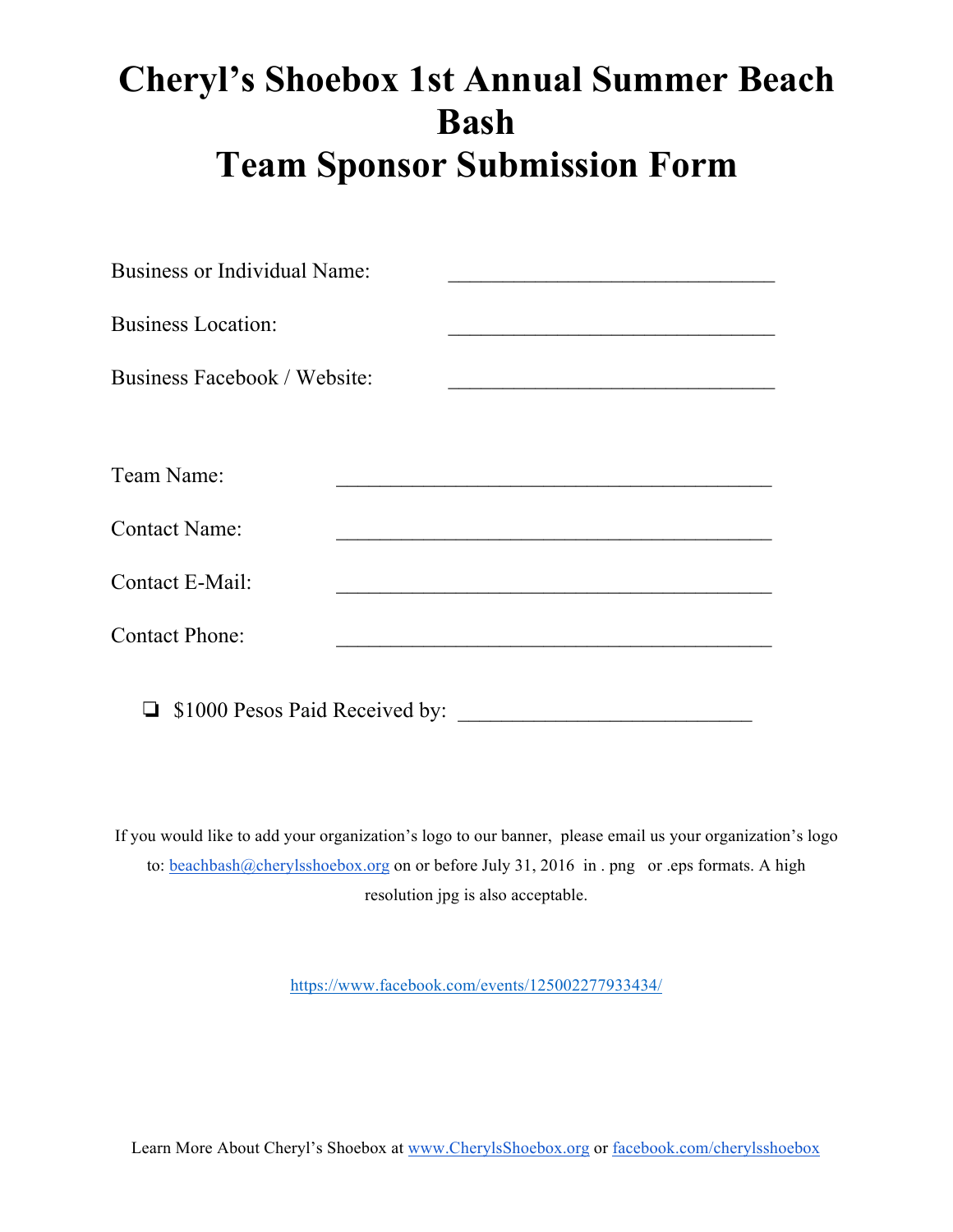# Cheryl's Shoebox 1st Annual Summer Beach Bash
# Team Sponsor Submission Form

Business or Individual Name: ______________________________

Business Location: ______________________________

Business Facebook / Website: ______________________________

Team Name: ________________________________________

Contact Name: ________________________________________

Contact E-Mail: ________________________________________

Contact Phone: ________________________________________

❏ $1000 Pesos Paid Received by: ___________________________

If you would like to add your organization's logo to our banner, please email us your organization's logo to: beachbash@cherylsshoebox.org on or before July 31, 2016 in . png or .eps formats. A high resolution jpg is also acceptable.

https://www.facebook.com/events/125002277933434/

Learn More About Cheryl's Shoebox at www.CherylsShoebox.org or facebook.com/cherylsshoebox